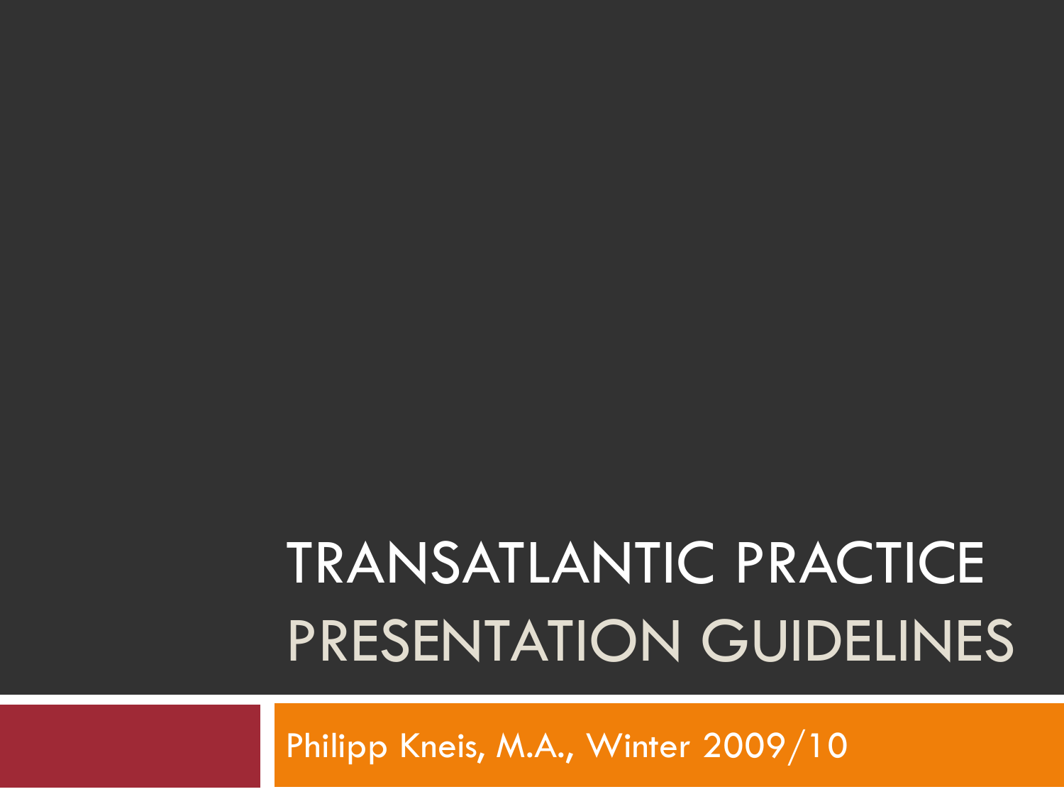# TRANSATLANTIC PRACTICE
## PRESENTATION GUIDELINES

Philipp Kneis, M.A., Winter 2009/10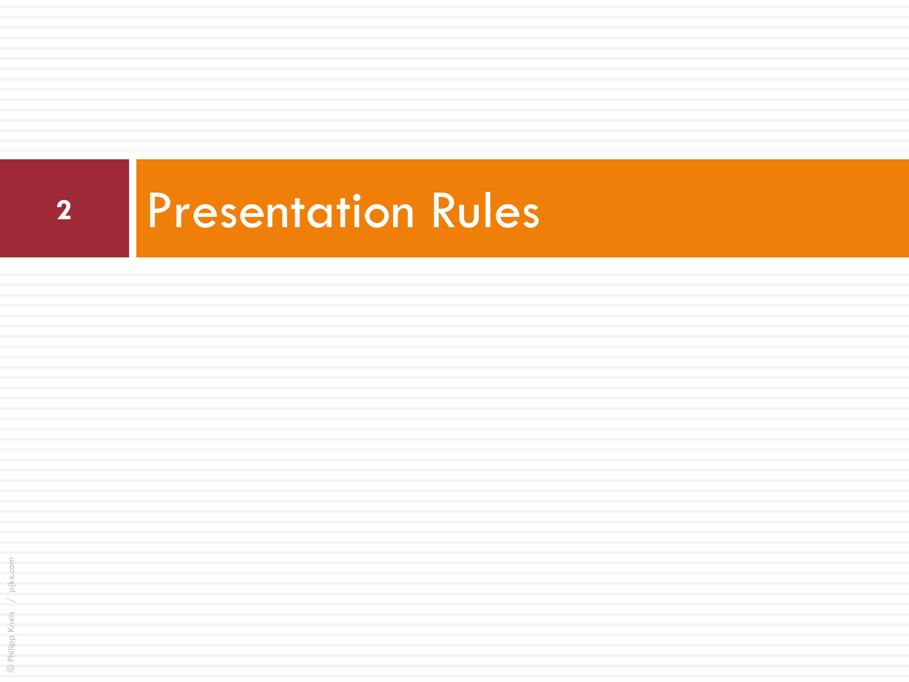# Presentation Rules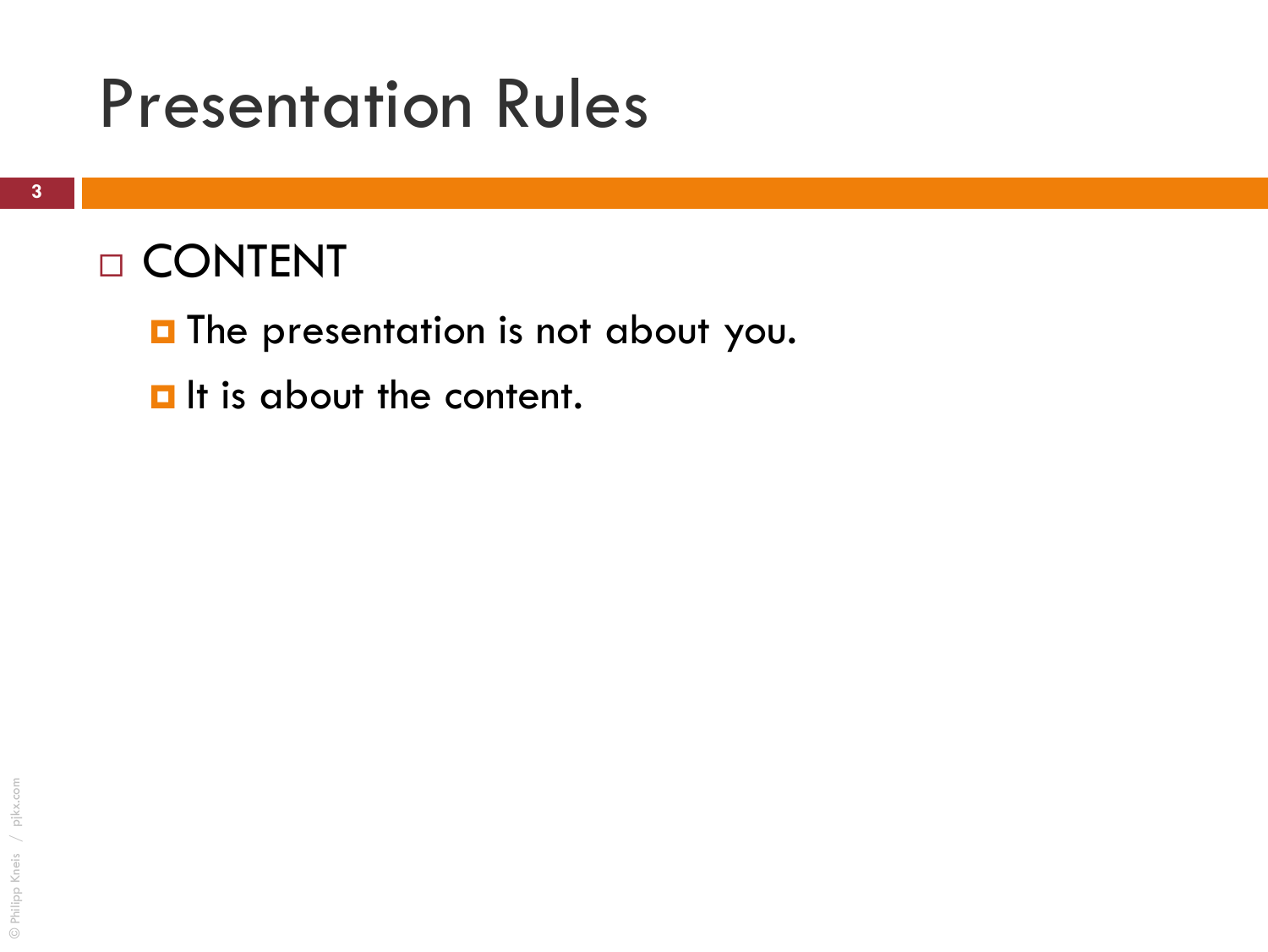# Presentation Rules

- CONTENT
  - The presentation is not about you.
  - It is about the content.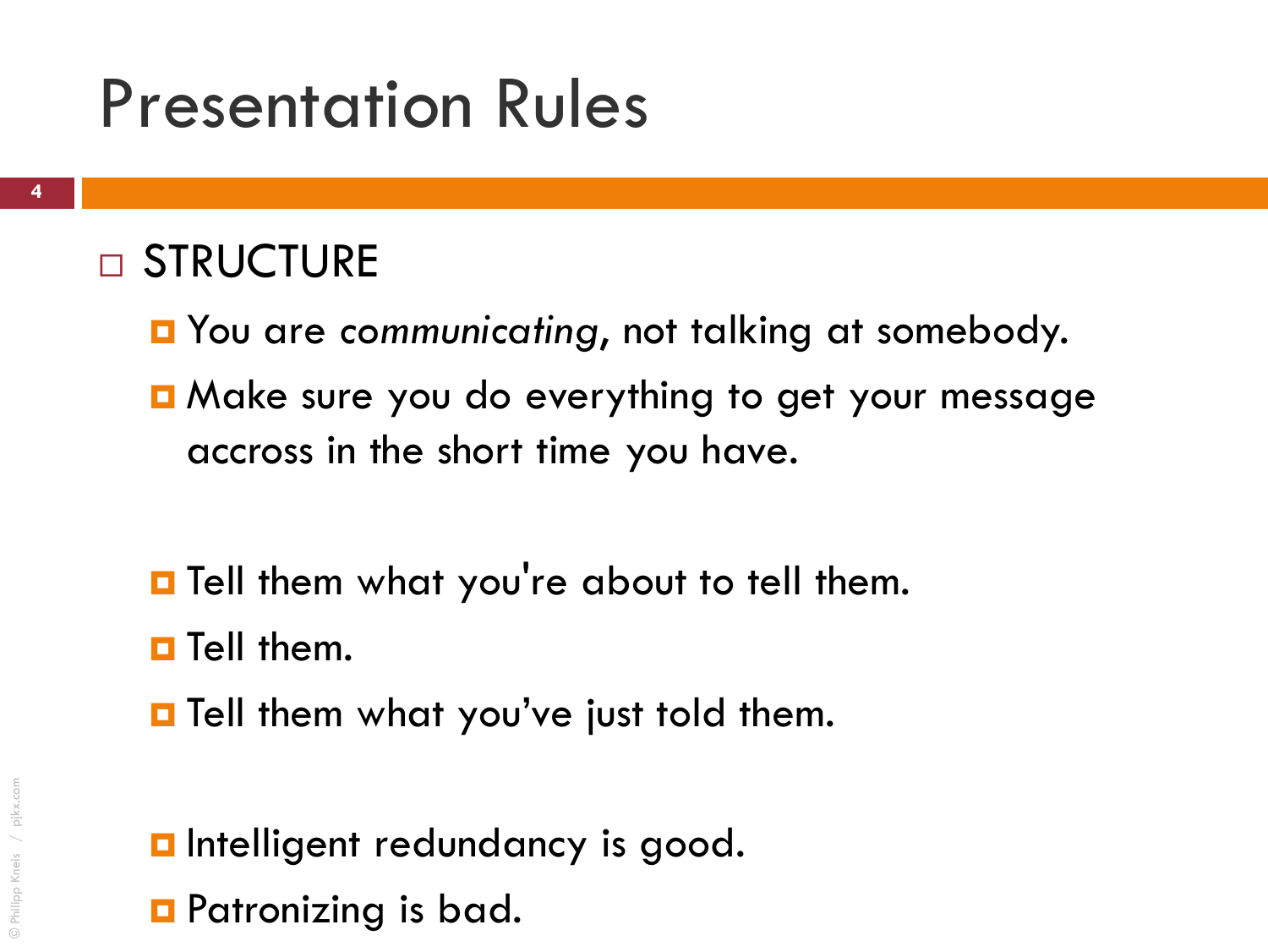# Presentation Rules

- STRUCTURE
  - You are *communicating*, not talking at somebody.
  - Make sure you do everything to get your message accross in the short time you have.

  - Tell them what you're about to tell them.
  - Tell them.
  - Tell them what you've just told them.

  - Intelligent redundancy is good.
  - Patronizing is bad.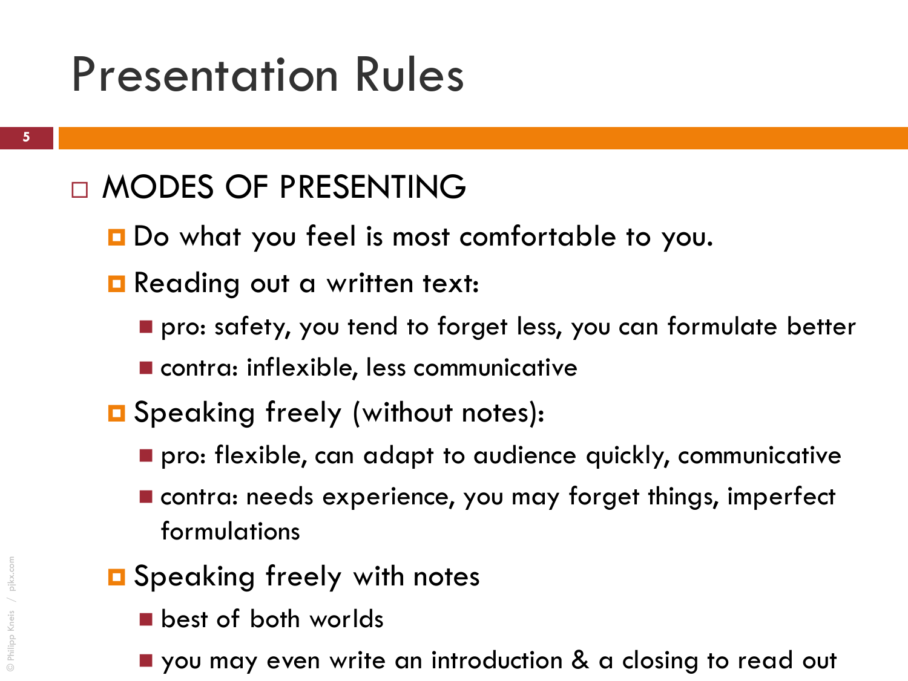# Presentation Rules

- MODES OF PRESENTING
  - Do what you feel is most comfortable to you.
  - Reading out a written text:
    - pro: safety, you tend to forget less, you can formulate better
    - contra: inflexible, less communicative
  - Speaking freely (without notes):
    - pro: flexible, can adapt to audience quickly, communicative
    - contra: needs experience, you may forget things, imperfect formulations
  - Speaking freely with notes
    - best of both worlds
    - you may even write an introduction & a closing to read out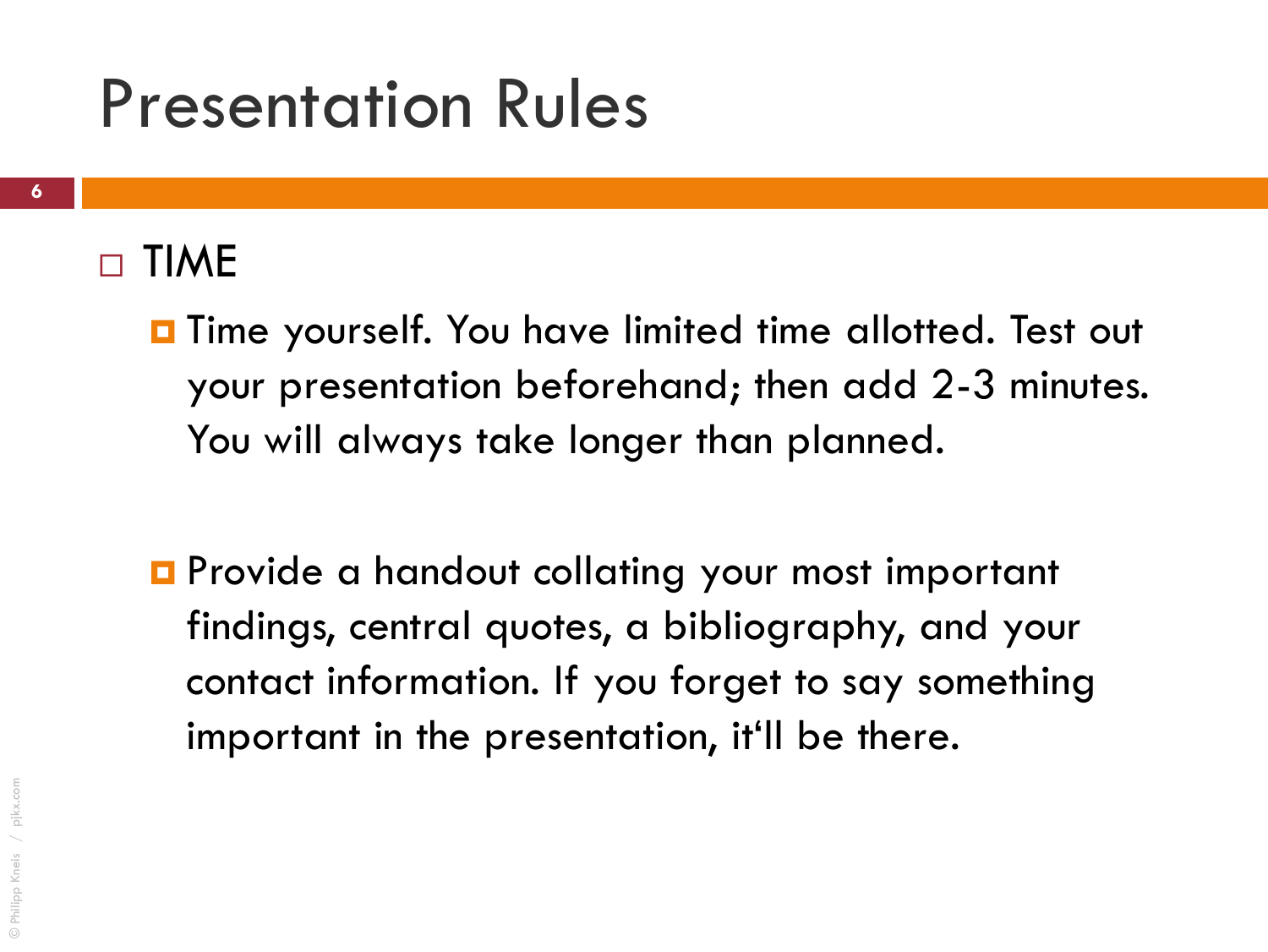# Presentation Rules

- TIME
  - Time yourself. You have limited time allotted. Test out your presentation beforehand; then add 2-3 minutes. You will always take longer than planned.

  - Provide a handout collating your most important findings, central quotes, a bibliography, and your contact information. If you forget to say something important in the presentation, it'll be there.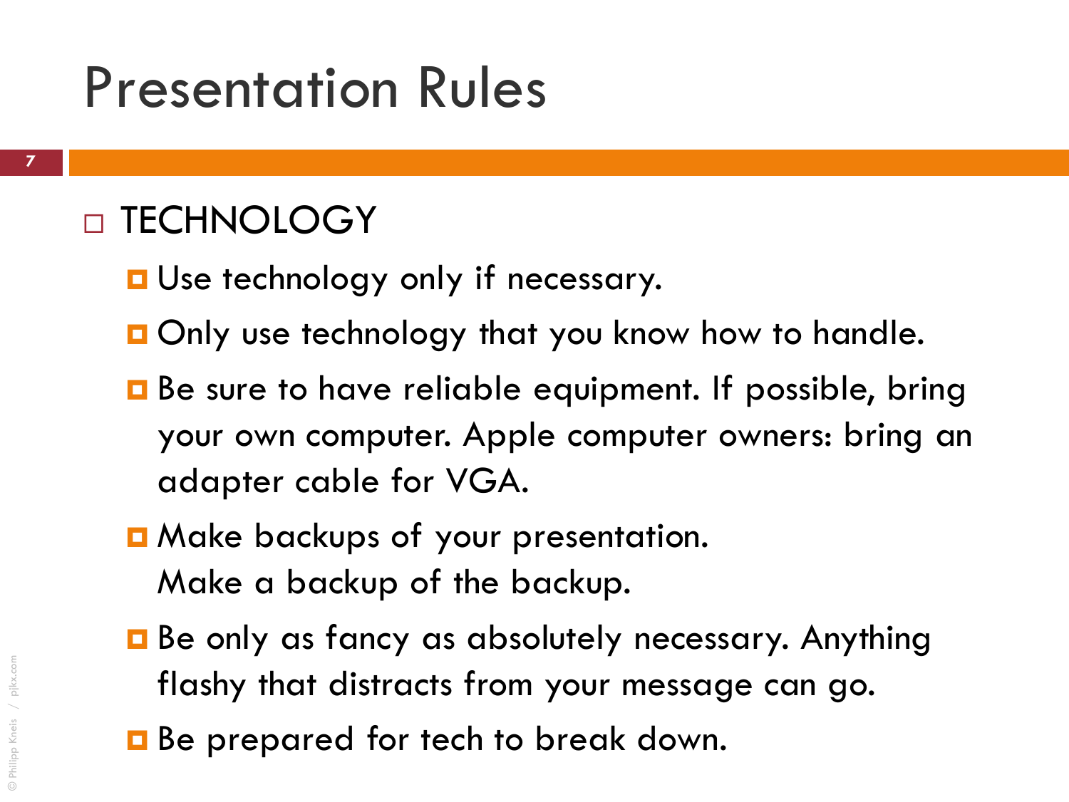# Presentation Rules

- TECHNOLOGY
  - Use technology only if necessary.
  - Only use technology that you know how to handle.
  - Be sure to have reliable equipment. If possible, bring your own computer. Apple computer owners: bring an adapter cable for VGA.
  - Make backups of your presentation.
    Make a backup of the backup.
  - Be only as fancy as absolutely necessary. Anything flashy that distracts from your message can go.
  - Be prepared for tech to break down.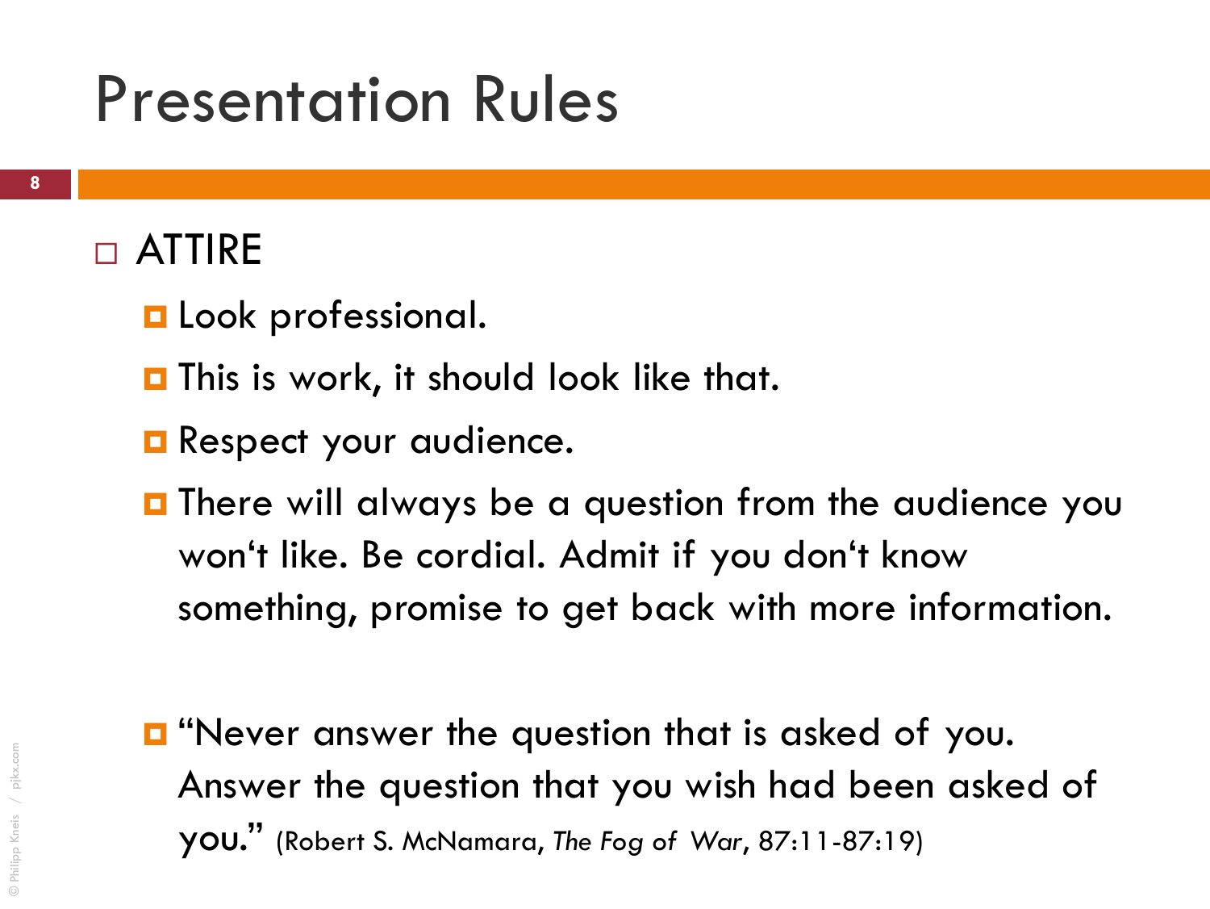# Presentation Rules

- ATTIRE
  - Look professional.
  - This is work, it should look like that.
  - Respect your audience.
  - There will always be a question from the audience you won‘t like. Be cordial. Admit if you don‘t know something, promise to get back with more information.

  - “Never answer the question that is asked of you. Answer the question that you wish had been asked of you.” (Robert S. McNamara, *The Fog of War*, 87:11-87:19)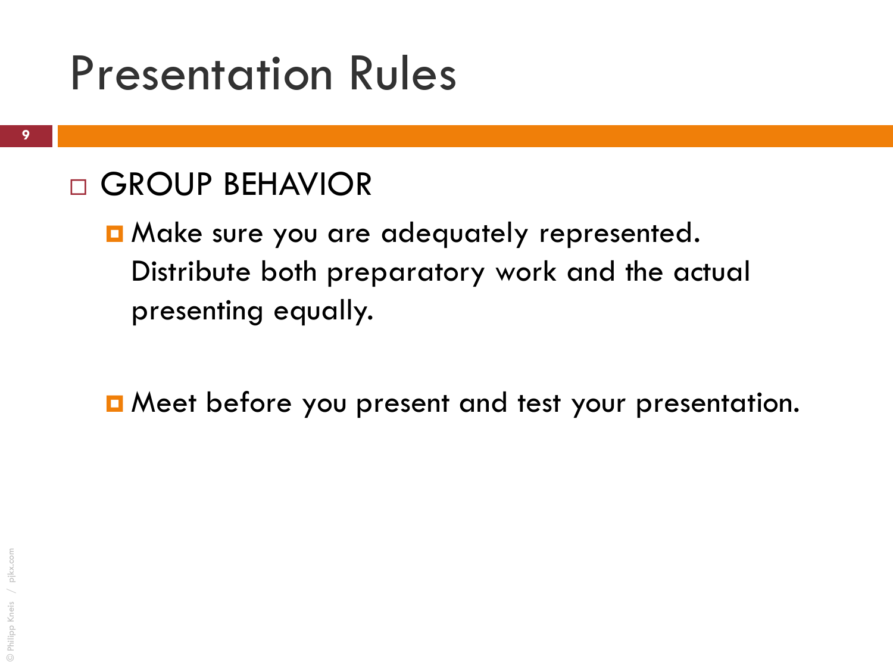# Presentation Rules

- GROUP BEHAVIOR
  - Make sure you are adequately represented. Distribute both preparatory work and the actual presenting equally.
  - Meet before you present and test your presentation.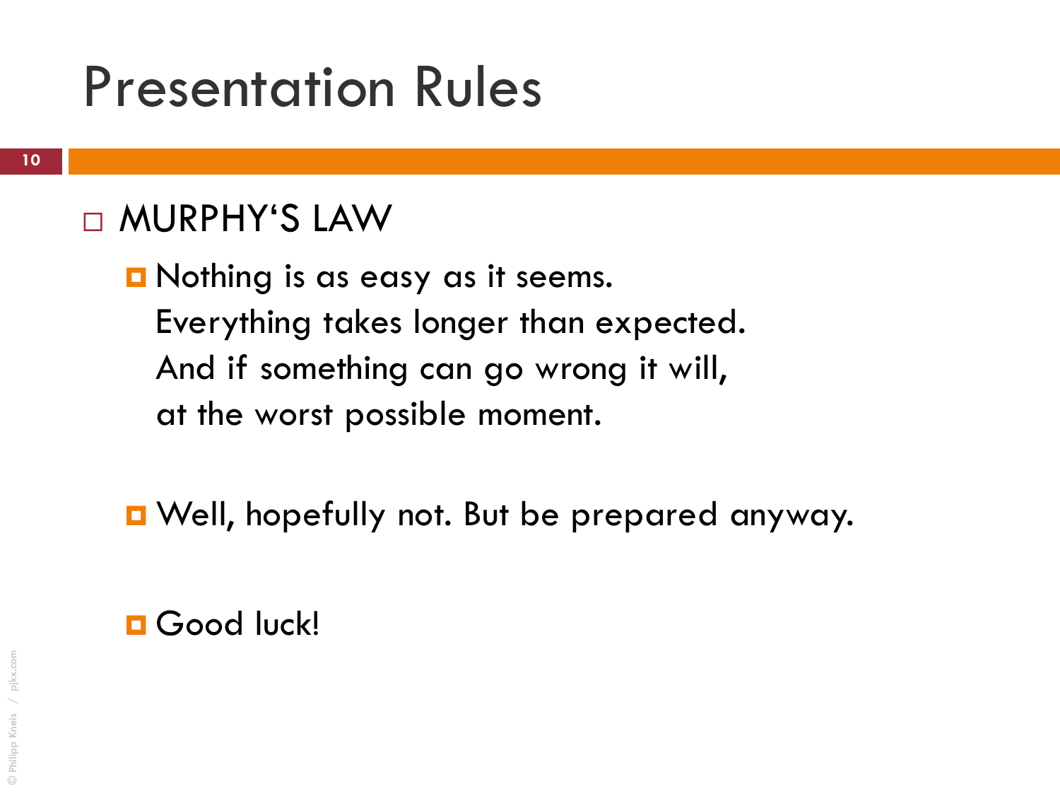# Presentation Rules

- MURPHY‘S LAW
  - Nothing is as easy as it seems.
    Everything takes longer than expected.
    And if something can go wrong it will,
    at the worst possible moment.
  - Well, hopefully not. But be prepared anyway.
  - Good luck!

© Philipp Kneis / pjkx.com